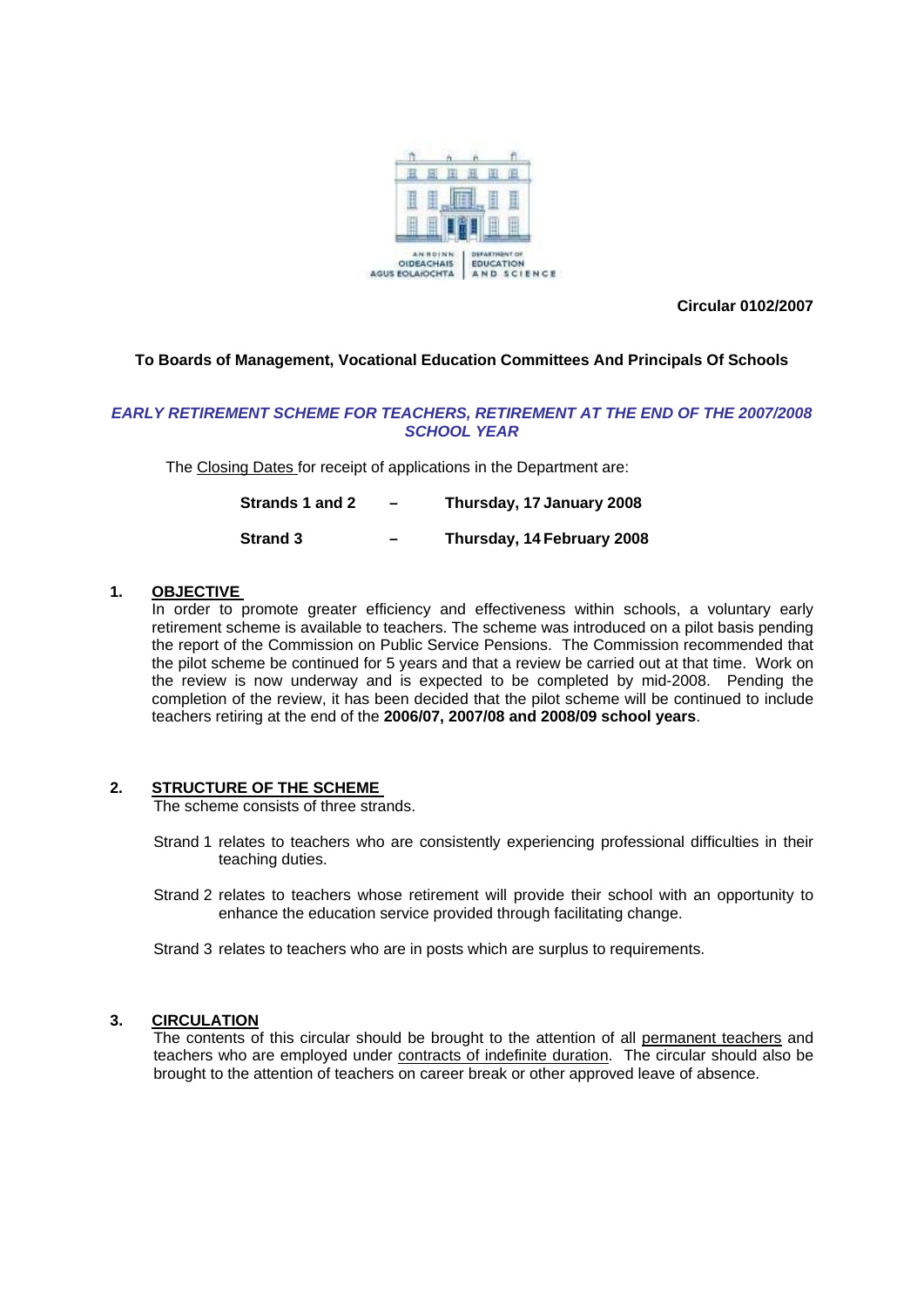Circular 0102/2007

**To Boards of Management, Vocational Education Committees And Principals Of Schools**

***EARLY RETIREMENT SCHEME FOR TEACHERS, RETIREMENT AT THE END OF THE 2007/2008 SCHOOL YEAR***

The Closing Dates for receipt of applications in the Department are:

| | | |
|---|---|---|
| **Strands 1 and 2** | **–** | **Thursday, 17 January 2008** |
| **Strand 3** | **–** | **Thursday, 14 February 2008** |

## 1. OBJECTIVE

In order to promote greater efficiency and effectiveness within schools, a voluntary early retirement scheme is available to teachers. The scheme was introduced on a pilot basis pending the report of the Commission on Public Service Pensions. The Commission recommended that the pilot scheme be continued for 5 years and that a review be carried out at that time. Work on the review is now underway and is expected to be completed by mid-2008. Pending the completion of the review, it has been decided that the pilot scheme will be continued to include teachers retiring at the end of the **2006/07, 2007/08 and 2008/09 school years**.

## 2. STRUCTURE OF THE SCHEME

The scheme consists of three strands.

Strand 1 relates to teachers who are consistently experiencing professional difficulties in their teaching duties.

Strand 2 relates to teachers whose retirement will provide their school with an opportunity to enhance the education service provided through facilitating change.

Strand 3 relates to teachers who are in posts which are surplus to requirements.

## 3. CIRCULATION

The contents of this circular should be brought to the attention of all permanent teachers and teachers who are employed under contracts of indefinite duration. The circular should also be brought to the attention of teachers on career break or other approved leave of absence.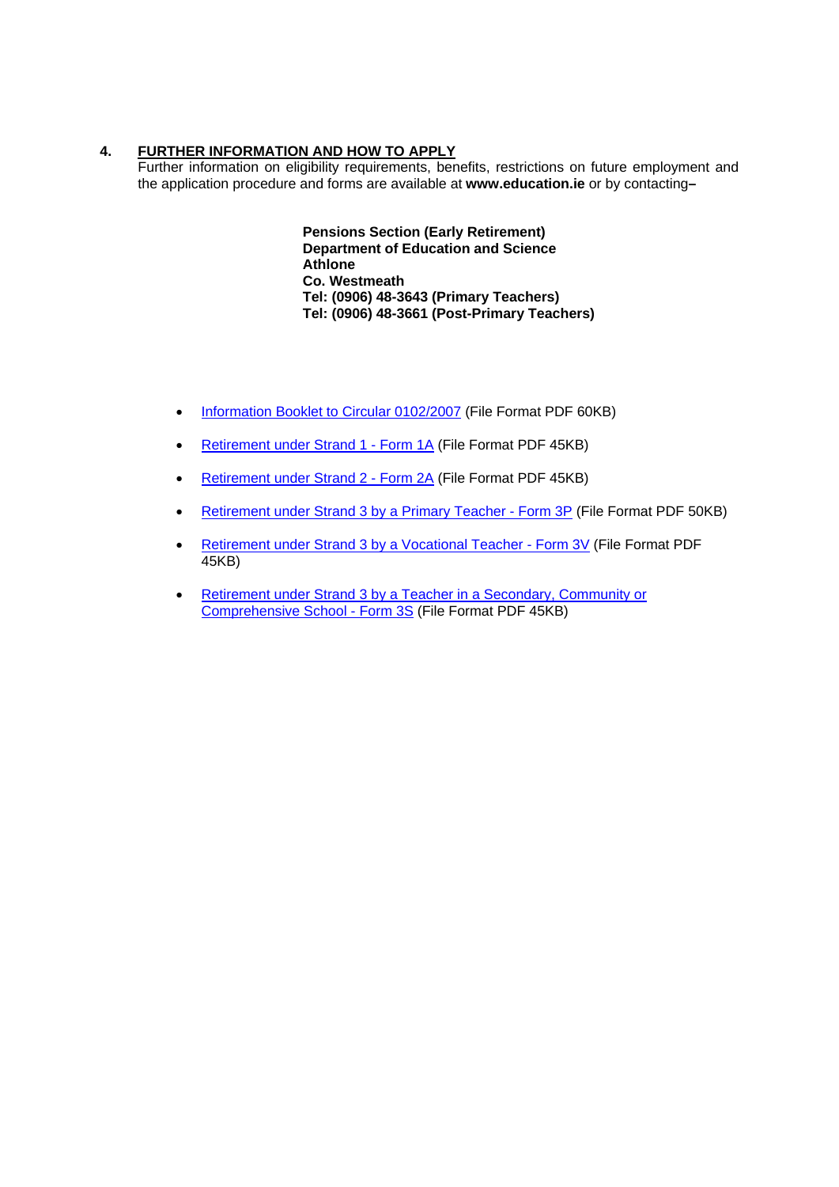## 4. FURTHER INFORMATION AND HOW TO APPLY

Further information on eligibility requirements, benefits, restrictions on future employment and the application procedure and forms are available at **www.education.ie** or by contacting**–**

**Pensions Section (Early Retirement)**
**Department of Education and Science**
**Athlone**
**Co. Westmeath**
**Tel: (0906) 48-3643 (Primary Teachers)**
**Tel: (0906) 48-3661 (Post-Primary Teachers)**

- Information Booklet to Circular 0102/2007 (File Format PDF 60KB)
- Retirement under Strand 1 - Form 1A (File Format PDF 45KB)
- Retirement under Strand 2 - Form 2A (File Format PDF 45KB)
- Retirement under Strand 3 by a Primary Teacher - Form 3P (File Format PDF 50KB)
- Retirement under Strand 3 by a Vocational Teacher - Form 3V (File Format PDF 45KB)
- Retirement under Strand 3 by a Teacher in a Secondary, Community or Comprehensive School - Form 3S (File Format PDF 45KB)